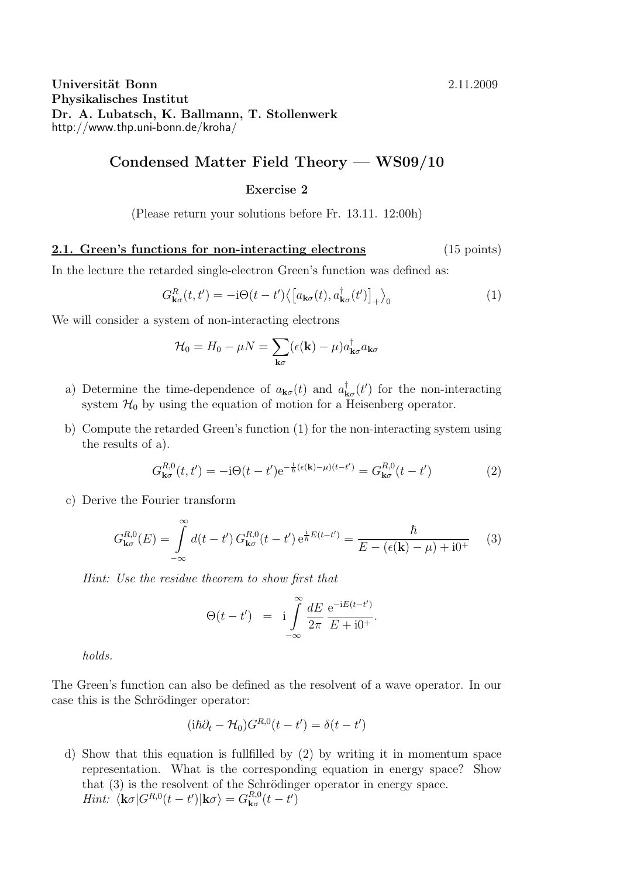**Universität Bonn** 2.11.2009
**Physikalisches Institut**
**Dr. A. Lubatsch, K. Ballmann, T. Stollenwerk**
http://www.thp.uni-bonn.de/kroha/

# Condensed Matter Field Theory — WS09/10

### Exercise 2

(Please return your solutions before Fr. 13.11. 12:00h)

## 2.1. Green's functions for non-interacting electrons (15 points)

In the lecture the retarded single-electron Green's function was defined as:

$$G^R_{\mathbf{k}\sigma}(t,t') = -\mathrm{i}\Theta(t-t')\left\langle \left[a_{\mathbf{k}\sigma}(t), a^\dagger_{\mathbf{k}\sigma}(t')\right]_+ \right\rangle_0 \tag{1}$$

We will consider a system of non-interacting electrons

$$\mathcal{H}_0 = H_0 - \mu N = \sum_{\mathbf{k}\sigma} (\epsilon(\mathbf{k}) - \mu) a^\dagger_{\mathbf{k}\sigma} a_{\mathbf{k}\sigma}$$

a) Determine the time-dependence of $a_{\mathbf{k}\sigma}(t)$ and $a^\dagger_{\mathbf{k}\sigma}(t')$ for the non-interacting system $\mathcal{H}_0$ by using the equation of motion for a Heisenberg operator.

b) Compute the retarded Green's function (1) for the non-interacting system using the results of a).

$$G^{R,0}_{\mathbf{k}\sigma}(t,t') = -\mathrm{i}\Theta(t-t')\mathrm{e}^{-\frac{\mathrm{i}}{\hbar}(\epsilon(\mathbf{k})-\mu)(t-t')} = G^{R,0}_{\mathbf{k}\sigma}(t-t') \tag{2}$$

c) Derive the Fourier transform

$$G^{R,0}_{\mathbf{k}\sigma}(E) = \int_{-\infty}^{\infty} d(t-t')\, G^{R,0}_{\mathbf{k}\sigma}(t-t')\, \mathrm{e}^{\frac{\mathrm{i}}{\hbar}E(t-t')} = \frac{\hbar}{E - (\epsilon(\mathbf{k}) - \mu) + \mathrm{i}0^+} \tag{3}$$

*Hint: Use the residue theorem to show first that*

$$\Theta(t-t') = \mathrm{i}\int_{-\infty}^{\infty} \frac{dE}{2\pi} \frac{\mathrm{e}^{-\mathrm{i}E(t-t')}}{E + \mathrm{i}0^+}.$$

*holds.*

The Green's function can also be defined as the resolvent of a wave operator. In our case this is the Schrödinger operator:

$$(\mathrm{i}\hbar\partial_t - \mathcal{H}_0)G^{R,0}(t-t') = \delta(t-t')$$

d) Show that this equation is fullfilled by (2) by writing it in momentum space representation. What is the corresponding equation in energy space? Show that (3) is the resolvent of the Schrödinger operator in energy space.
*Hint:* $\langle \mathbf{k}\sigma | G^{R,0}(t-t') | \mathbf{k}\sigma \rangle = G^{R,0}_{\mathbf{k}\sigma}(t-t')$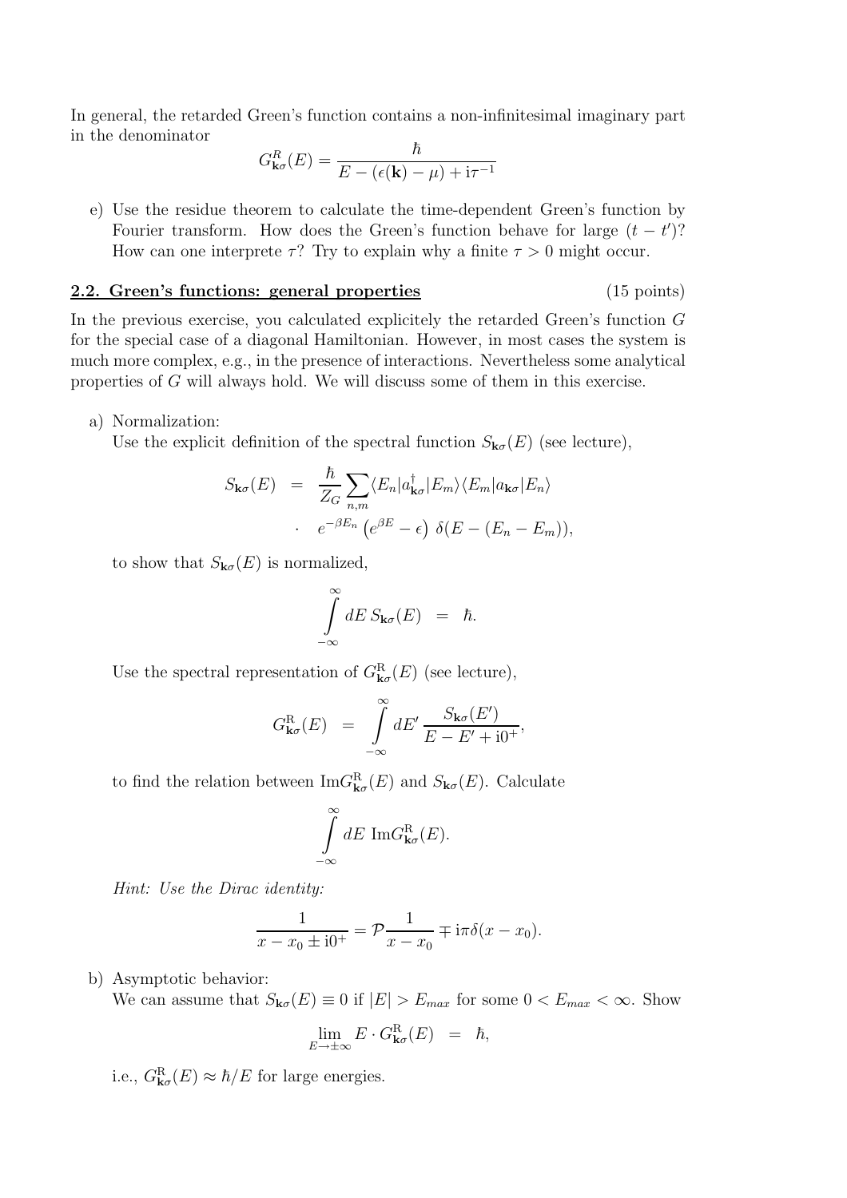In general, the retarded Green's function contains a non-infinitesimal imaginary part in the denominator

$$G^R_{\mathbf{k}\sigma}(E) = \frac{\hbar}{E - (\epsilon(\mathbf{k}) - \mu) + \mathrm{i}\tau^{-1}}$$

e) Use the residue theorem to calculate the time-dependent Green's function by Fourier transform. How does the Green's function behave for large $(t - t')$? How can one interprete $\tau$? Try to explain why a finite $\tau > 0$ might occur.

## 2.2. Green's functions: general properties (15 points)

In the previous exercise, you calculated explicitely the retarded Green's function $G$ for the special case of a diagonal Hamiltonian. However, in most cases the system is much more complex, e.g., in the presence of interactions. Nevertheless some analytical properties of $G$ will always hold. We will discuss some of them in this exercise.

a) Normalization:
Use the explicit definition of the spectral function $S_{\mathbf{k}\sigma}(E)$ (see lecture),

$$\begin{aligned} S_{\mathbf{k}\sigma}(E) &= \frac{\hbar}{Z_G} \sum_{n,m} \langle E_n | a^\dagger_{\mathbf{k}\sigma} | E_m \rangle \langle E_m | a_{\mathbf{k}\sigma} | E_n \rangle \\ &\quad \cdot \; e^{-\beta E_n} \left( e^{\beta E} - \epsilon \right) \, \delta(E - (E_n - E_m)), \end{aligned}$$

to show that $S_{\mathbf{k}\sigma}(E)$ is normalized,

$$\int_{-\infty}^{\infty} dE \, S_{\mathbf{k}\sigma}(E) \;\; = \;\; \hbar.$$

Use the spectral representation of $G^{\mathrm{R}}_{\mathbf{k}\sigma}(E)$ (see lecture),

$$G^{\mathrm{R}}_{\mathbf{k}\sigma}(E) \;\; = \;\; \int_{-\infty}^{\infty} dE' \, \frac{S_{\mathbf{k}\sigma}(E')}{E - E' + \mathrm{i}0^+},$$

to find the relation between $\mathrm{Im}G^{\mathrm{R}}_{\mathbf{k}\sigma}(E)$ and $S_{\mathbf{k}\sigma}(E)$. Calculate

$$\int_{-\infty}^{\infty} dE \; \mathrm{Im}G^{\mathrm{R}}_{\mathbf{k}\sigma}(E).$$

*Hint: Use the Dirac identity:*

$$\frac{1}{x - x_0 \pm \mathrm{i}0^+} = \mathcal{P}\frac{1}{x - x_0} \mp \mathrm{i}\pi\delta(x - x_0).$$

b) Asymptotic behavior:
We can assume that $S_{\mathbf{k}\sigma}(E) \equiv 0$ if $|E| > E_{max}$ for some $0 < E_{max} < \infty$. Show

$$\lim_{E \to \pm\infty} E \cdot G^{\mathrm{R}}_{\mathbf{k}\sigma}(E) \;\; = \;\; \hbar,$$

i.e., $G^{\mathrm{R}}_{\mathbf{k}\sigma}(E) \approx \hbar/E$ for large energies.